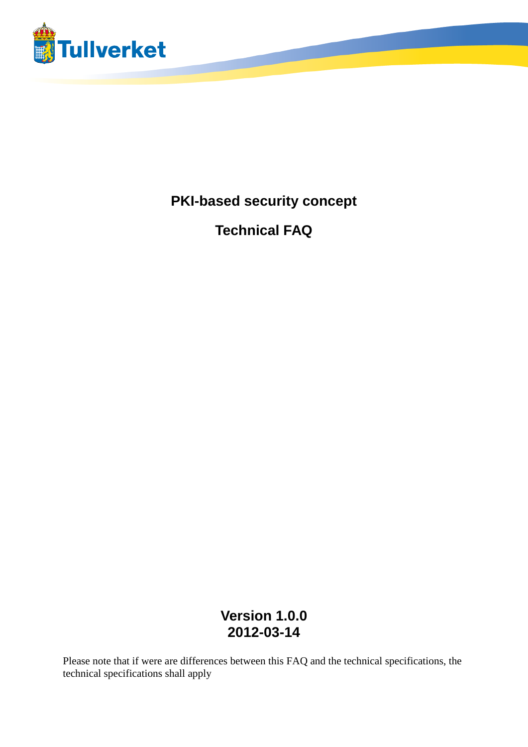Tullverket

# PKI-based security concept

## Technical FAQ

**Version 1.0.0**
**2012-03-14**

Please note that if were are differences between this FAQ and the technical specifications, the technical specifications shall apply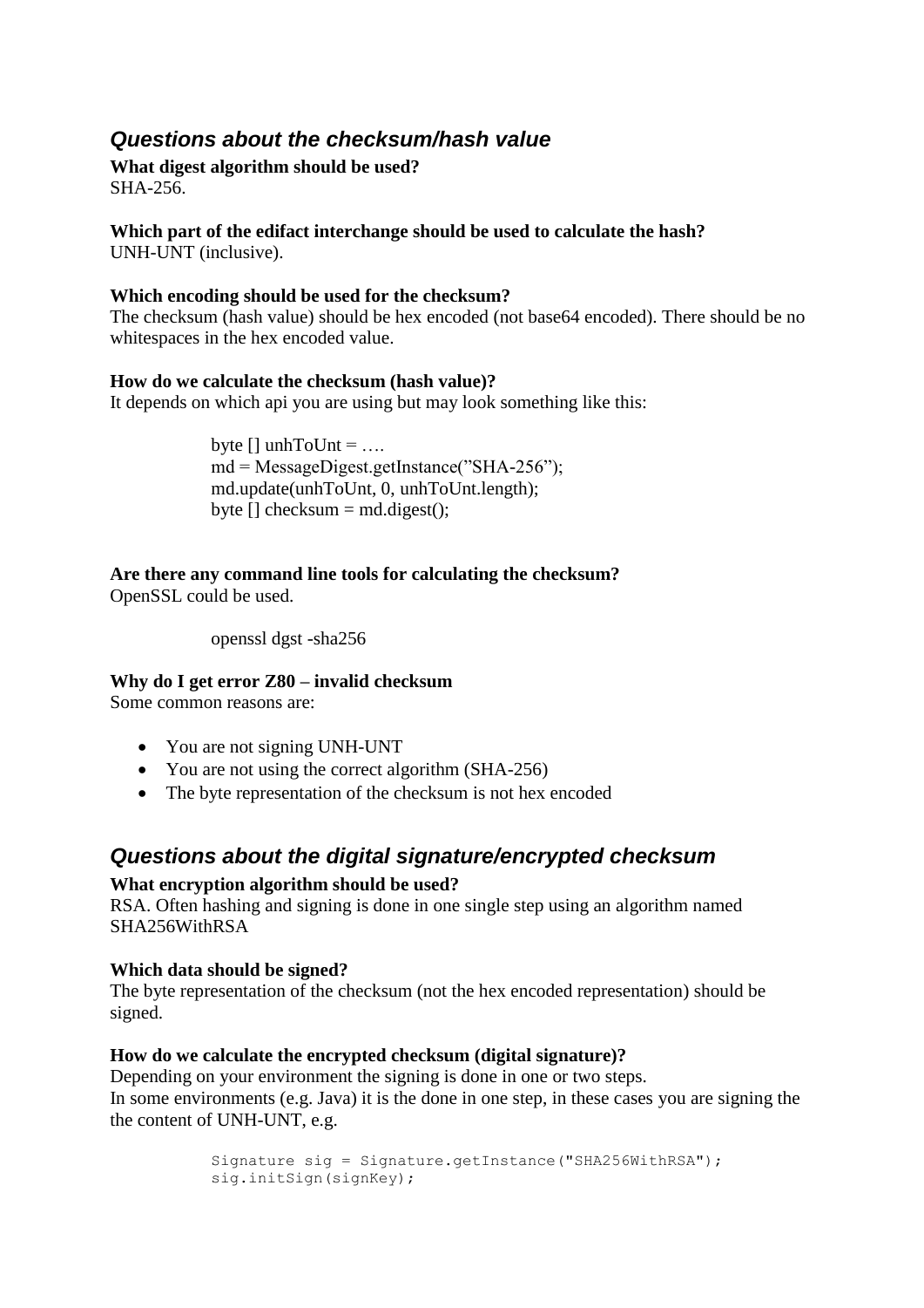## Questions about the checksum/hash value

**What digest algorithm should be used?**
SHA-256.

**Which part of the edifact interchange should be used to calculate the hash?**
UNH-UNT (inclusive).

**Which encoding should be used for the checksum?**
The checksum (hash value) should be hex encoded (not base64 encoded). There should be no whitespaces in the hex encoded value.

**How do we calculate the checksum (hash value)?**
It depends on which api you are using but may look something like this:

```
byte [] unhToUnt = ….
md = MessageDigest.getInstance(”SHA-256”);
md.update(unhToUnt, 0, unhToUnt.length);
byte [] checksum = md.digest();
```

**Are there any command line tools for calculating the checksum?**
OpenSSL could be used.

```
openssl dgst -sha256
```

**Why do I get error Z80 – invalid checksum**
Some common reasons are:

- You are not signing UNH-UNT
- You are not using the correct algorithm (SHA-256)
- The byte representation of the checksum is not hex encoded

## Questions about the digital signature/encrypted checksum

**What encryption algorithm should be used?**
RSA. Often hashing and signing is done in one single step using an algorithm named SHA256WithRSA

**Which data should be signed?**
The byte representation of the checksum (not the hex encoded representation) should be signed.

**How do we calculate the encrypted checksum (digital signature)?**
Depending on your environment the signing is done in one or two steps.
In some environments (e.g. Java) it is the done in one step, in these cases you are signing the the content of UNH-UNT, e.g.

```
Signature sig = Signature.getInstance("SHA256WithRSA");
sig.initSign(signKey);
```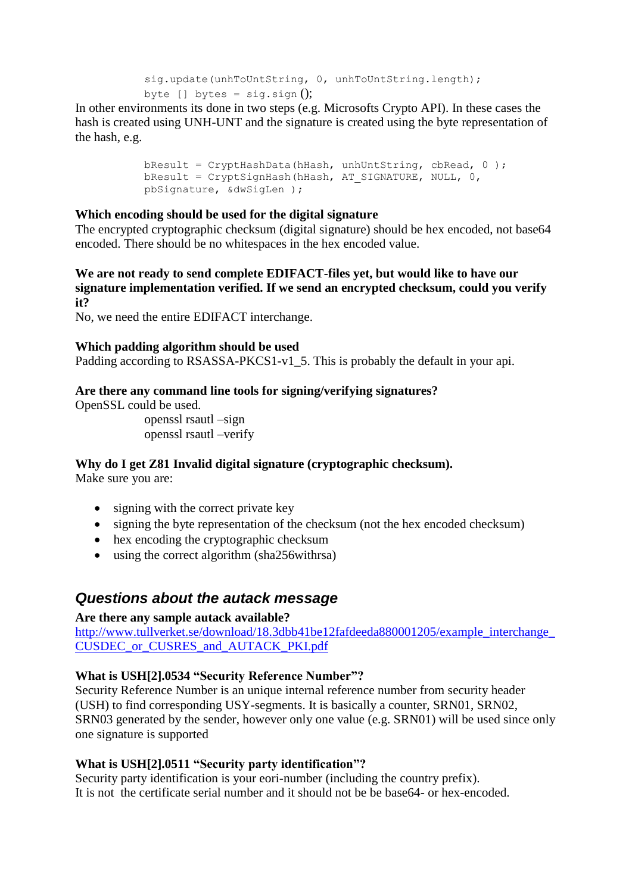```
sig.update(unhToUntString, 0, unhToUntString.length);
byte [] bytes = sig.sign();
```

In other environments its done in two steps (e.g. Microsofts Crypto API). In these cases the hash is created using UNH-UNT and the signature is created using the byte representation of the hash, e.g.

```
bResult = CryptHashData(hHash, unhUntString, cbRead, 0 );
bResult = CryptSignHash(hHash, AT_SIGNATURE, NULL, 0,
pbSignature, &dwSigLen );
```

**Which encoding should be used for the digital signature**
The encrypted cryptographic checksum (digital signature) should be hex encoded, not base64 encoded. There should be no whitespaces in the hex encoded value.

**We are not ready to send complete EDIFACT-files yet, but would like to have our signature implementation verified. If we send an encrypted checksum, could you verify it?**
No, we need the entire EDIFACT interchange.

**Which padding algorithm should be used**
Padding according to RSASSA-PKCS1-v1_5. This is probably the default in your api.

**Are there any command line tools for signing/verifying signatures?**
OpenSSL could be used.

openssl rsautl –sign
openssl rsautl –verify

**Why do I get Z81 Invalid digital signature (cryptographic checksum).**
Make sure you are:

- signing with the correct private key
- signing the byte representation of the checksum (not the hex encoded checksum)
- hex encoding the cryptographic checksum
- using the correct algorithm (sha256withrsa)

## *Questions about the autack message*

**Are there any sample autack available?**
http://www.tullverket.se/download/18.3dbb41be12fafdeeda880001205/example_interchange_CUSDEC_or_CUSRES_and_AUTACK_PKI.pdf

**What is USH[2].0534 "Security Reference Number"?**
Security Reference Number is an unique internal reference number from security header (USH) to find corresponding USY-segments. It is basically a counter, SRN01, SRN02, SRN03 generated by the sender, however only one value (e.g. SRN01) will be used since only one signature is supported

**What is USH[2].0511 "Security party identification"?**
Security party identification is your eori-number (including the country prefix).
It is not the certificate serial number and it should not be be base64- or hex-encoded.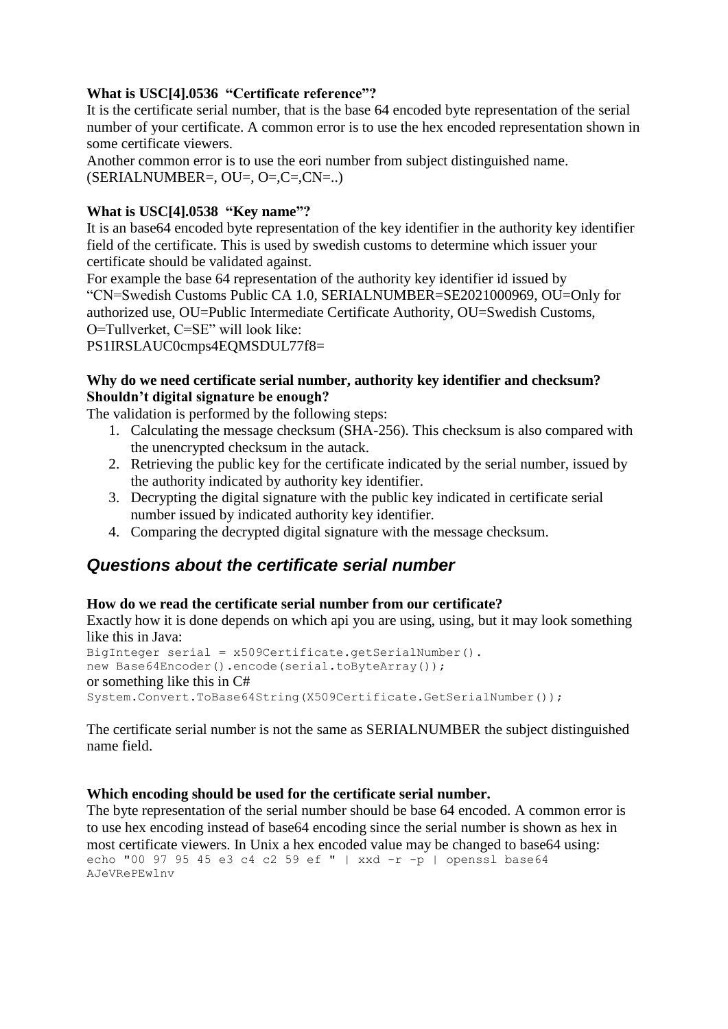**What is USC[4].0536 “Certificate reference”?**

It is the certificate serial number, that is the base 64 encoded byte representation of the serial number of your certificate. A common error is to use the hex encoded representation shown in some certificate viewers.

Another common error is to use the eori number from subject distinguished name. (SERIALNUMBER=, OU=, O=,C=,CN=..)

**What is USC[4].0538 “Key name”?**

It is an base64 encoded byte representation of the key identifier in the authority key identifier field of the certificate. This is used by swedish customs to determine which issuer your certificate should be validated against.

For example the base 64 representation of the authority key identifier id issued by “CN=Swedish Customs Public CA 1.0, SERIALNUMBER=SE2021000969, OU=Only for authorized use, OU=Public Intermediate Certificate Authority, OU=Swedish Customs, O=Tullverket, C=SE” will look like:

PS1IRSLAUC0cmps4EQMSDUL77f8=

**Why do we need certificate serial number, authority key identifier and checksum? Shouldn’t digital signature be enough?**

The validation is performed by the following steps:

1. Calculating the message checksum (SHA-256). This checksum is also compared with the unencrypted checksum in the autack.
2. Retrieving the public key for the certificate indicated by the serial number, issued by the authority indicated by authority key identifier.
3. Decrypting the digital signature with the public key indicated in certificate serial number issued by indicated authority key identifier.
4. Comparing the decrypted digital signature with the message checksum.

## *Questions about the certificate serial number*

**How do we read the certificate serial number from our certificate?**

Exactly how it is done depends on which api you are using, using, but it may look something like this in Java:

```
BigInteger serial = x509Certificate.getSerialNumber().
new Base64Encoder().encode(serial.toByteArray());
```

or something like this in C#

```
System.Convert.ToBase64String(X509Certificate.GetSerialNumber());
```

The certificate serial number is not the same as SERIALNUMBER the subject distinguished name field.

**Which encoding should be used for the certificate serial number.**

The byte representation of the serial number should be base 64 encoded. A common error is to use hex encoding instead of base64 encoding since the serial number is shown as hex in most certificate viewers. In Unix a hex encoded value may be changed to base64 using:

```
echo "00 97 95 45 e3 c4 c2 59 ef " | xxd -r -p | openssl base64
AJeVRePEwlnv
```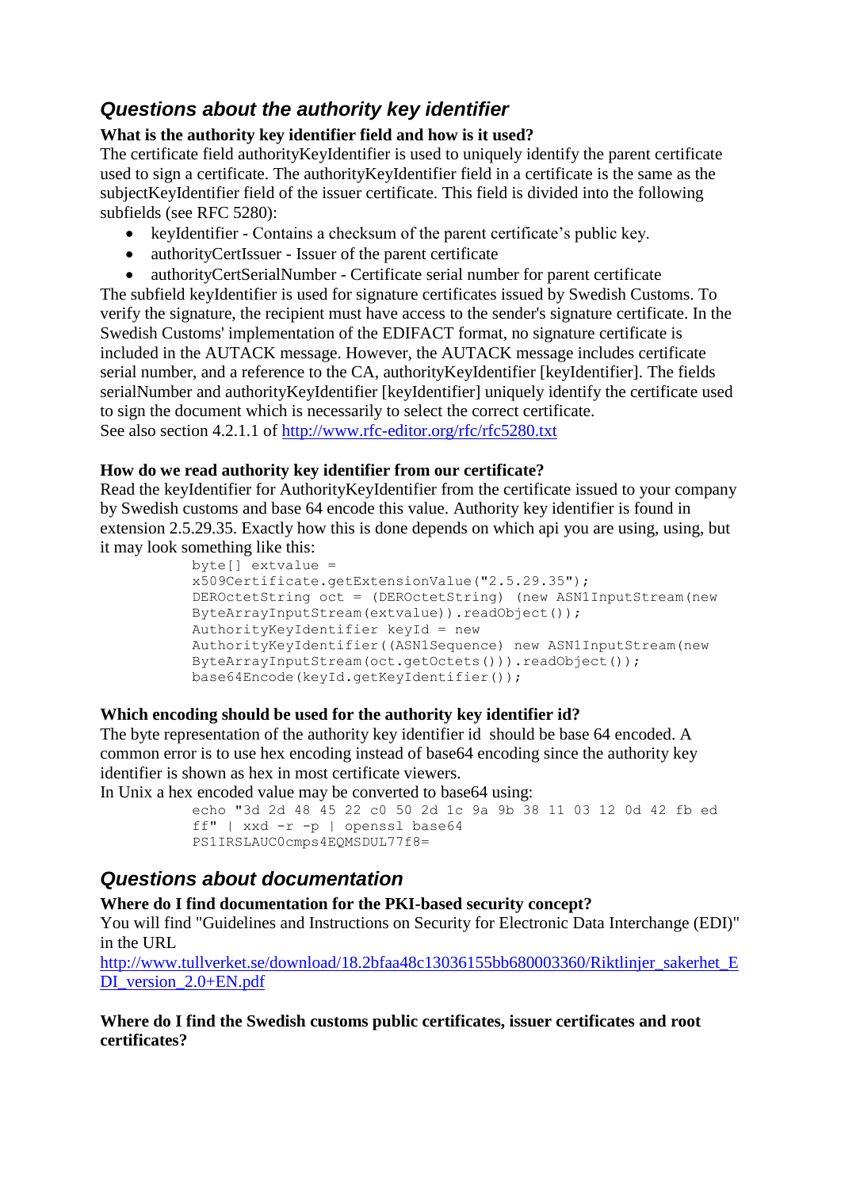## Questions about the authority key identifier

**What is the authority key identifier field and how is it used?**

The certificate field authorityKeyIdentifier is used to uniquely identify the parent certificate used to sign a certificate. The authorityKeyIdentifier field in a certificate is the same as the subjectKeyIdentifier field of the issuer certificate. This field is divided into the following subfields (see RFC 5280):

- keyIdentifier - Contains a checksum of the parent certificate's public key.
- authorityCertIssuer - Issuer of the parent certificate
- authorityCertSerialNumber - Certificate serial number for parent certificate

The subfield keyIdentifier is used for signature certificates issued by Swedish Customs. To verify the signature, the recipient must have access to the sender's signature certificate. In the Swedish Customs' implementation of the EDIFACT format, no signature certificate is included in the AUTACK message. However, the AUTACK message includes certificate serial number, and a reference to the CA, authorityKeyIdentifier [keyIdentifier]. The fields serialNumber and authorityKeyIdentifier [keyIdentifier] uniquely identify the certificate used to sign the document which is necessarily to select the correct certificate.
See also section 4.2.1.1 of http://www.rfc-editor.org/rfc/rfc5280.txt

**How do we read authority key identifier from our certificate?**

Read the keyIdentifier for AuthorityKeyIdentifier from the certificate issued to your company by Swedish customs and base 64 encode this value. Authority key identifier is found in extension 2.5.29.35. Exactly how this is done depends on which api you are using, using, but it may look something like this:

```
byte[] extvalue =
x509Certificate.getExtensionValue("2.5.29.35");
DEROctetString oct = (DEROctetString) (new ASN1InputStream(new
ByteArrayInputStream(extvalue)).readObject());
AuthorityKeyIdentifier keyId = new
AuthorityKeyIdentifier((ASN1Sequence) new ASN1InputStream(new
ByteArrayInputStream(oct.getOctets())).readObject());
base64Encode(keyId.getKeyIdentifier());
```

**Which encoding should be used for the authority key identifier id?**

The byte representation of the authority key identifier id should be base 64 encoded. A common error is to use hex encoding instead of base64 encoding since the authority key identifier is shown as hex in most certificate viewers.
In Unix a hex encoded value may be converted to base64 using:

```
echo "3d 2d 48 45 22 c0 50 2d 1c 9a 9b 38 11 03 12 0d 42 fb ed
ff" | xxd -r -p | openssl base64
PS1IRSLAUC0cmps4EQMSDUL77f8=
```

## Questions about documentation

**Where do I find documentation for the PKI-based security concept?**

You will find "Guidelines and Instructions on Security for Electronic Data Interchange (EDI)" in the URL
http://www.tullverket.se/download/18.2bfaa48c13036155bb680003360/Riktlinjer_sakerhet_EDI_version_2.0+EN.pdf

**Where do I find the Swedish customs public certificates, issuer certificates and root certificates?**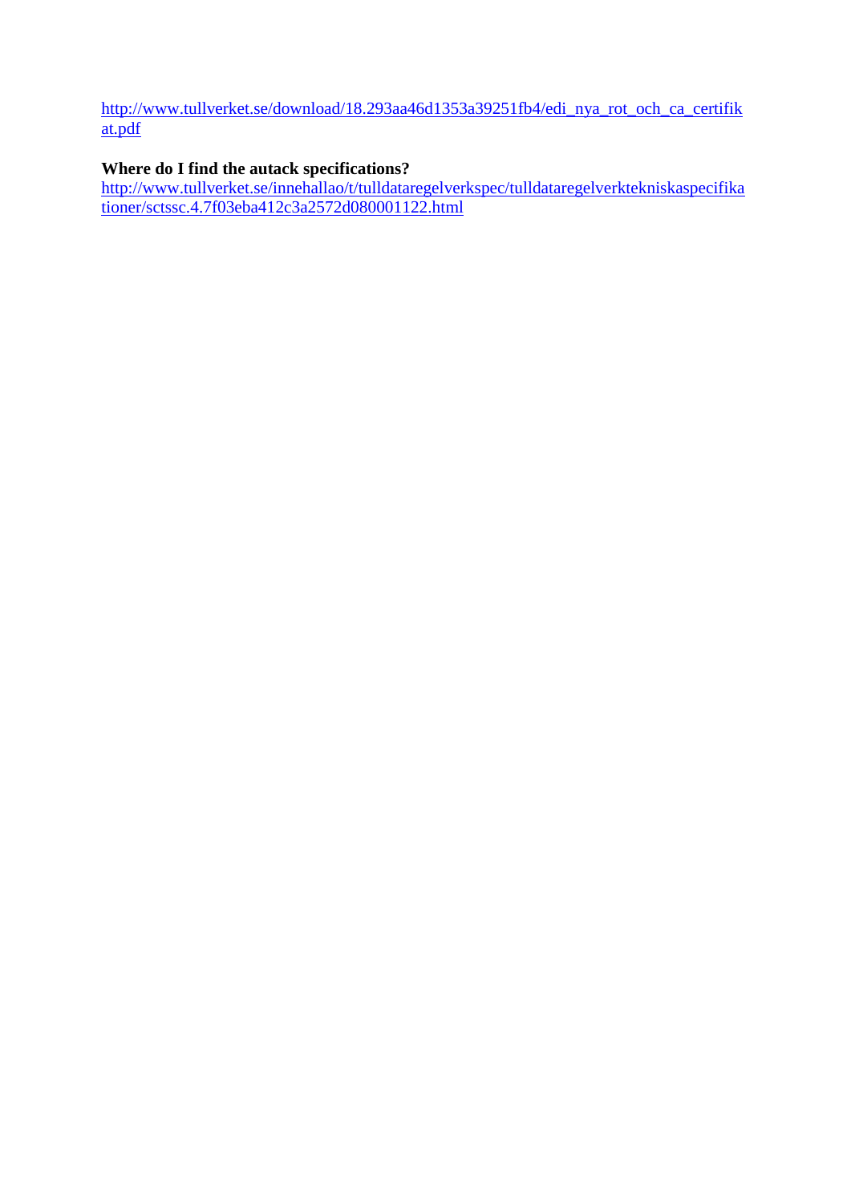http://www.tullverket.se/download/18.293aa46d1353a39251fb4/edi_nya_rot_och_ca_certifikat.pdf

**Where do I find the autack specifications?**

http://www.tullverket.se/innehallao/t/tulldataregelverkspec/tulldataregelverktekniskaspecifikationer/sctssc.4.7f03eba412c3a2572d080001122.html